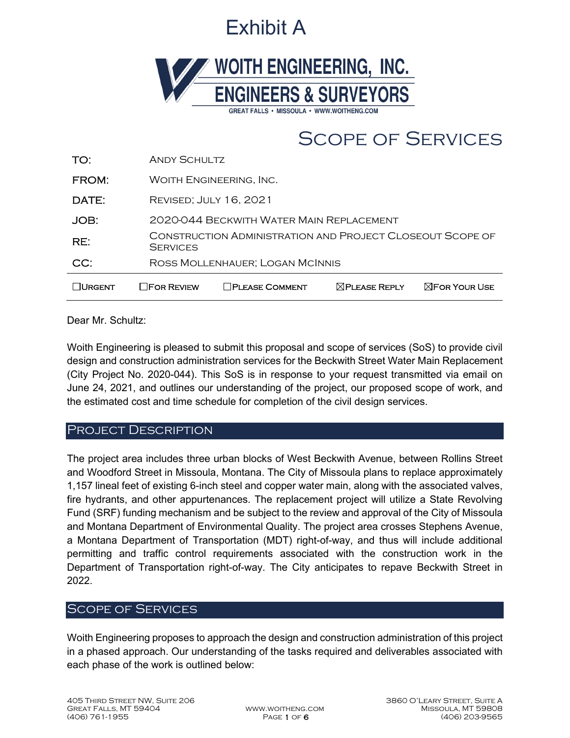# Exhibit A

**WOITH ENGINEERING, INC.**
**ENGINEERS & SURVEYORS**
GREAT FALLS • MISSOULA • WWW.WOITHENG.COM

# Scope of Services

| | |
|---|---|
| TO: | Andy Schultz |
| FROM: | Woith Engineering, Inc. |
| DATE: | Revised; July 16, 2021 |
| JOB: | 2020-044 Beckwith Water Main Replacement |
| RE: | Construction Administration and Project Closeout Scope of Services |
| CC: | Ross Mollenhauer; Logan McInnis |

☐Urgent ☐For Review ☐Please Comment ☒Please Reply ☒For Your Use

Dear Mr. Schultz:

Woith Engineering is pleased to submit this proposal and scope of services (SoS) to provide civil design and construction administration services for the Beckwith Street Water Main Replacement (City Project No. 2020-044). This SoS is in response to your request transmitted via email on June 24, 2021, and outlines our understanding of the project, our proposed scope of work, and the estimated cost and time schedule for completion of the civil design services.

## Project Description

The project area includes three urban blocks of West Beckwith Avenue, between Rollins Street and Woodford Street in Missoula, Montana. The City of Missoula plans to replace approximately 1,157 lineal feet of existing 6-inch steel and copper water main, along with the associated valves, fire hydrants, and other appurtenances. The replacement project will utilize a State Revolving Fund (SRF) funding mechanism and be subject to the review and approval of the City of Missoula and Montana Department of Environmental Quality. The project area crosses Stephens Avenue, a Montana Department of Transportation (MDT) right-of-way, and thus will include additional permitting and traffic control requirements associated with the construction work in the Department of Transportation right-of-way. The City anticipates to repave Beckwith Street in 2022.

## Scope of Services

Woith Engineering proposes to approach the design and construction administration of this project in a phased approach. Our understanding of the tasks required and deliverables associated with each phase of the work is outlined below: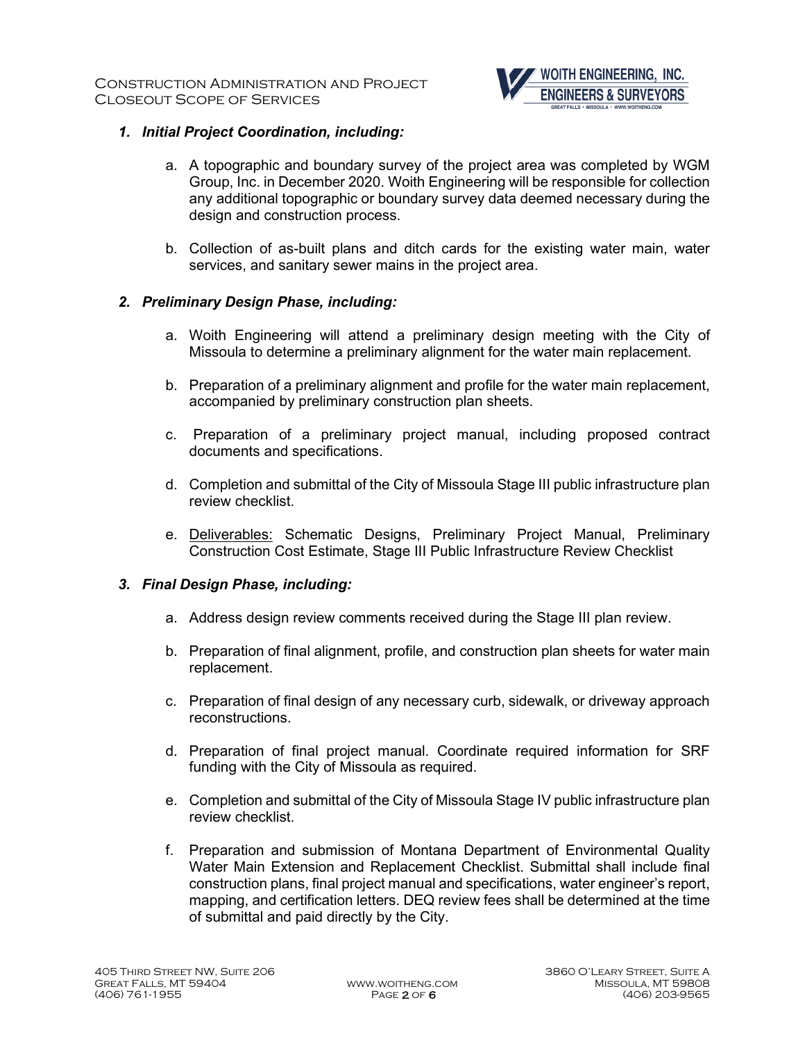1. ***Initial Project Coordination, including:***

    a. A topographic and boundary survey of the project area was completed by WGM Group, Inc. in December 2020. Woith Engineering will be responsible for collection any additional topographic or boundary survey data deemed necessary during the design and construction process.

    b. Collection of as-built plans and ditch cards for the existing water main, water services, and sanitary sewer mains in the project area.

2. ***Preliminary Design Phase, including:***

    a. Woith Engineering will attend a preliminary design meeting with the City of Missoula to determine a preliminary alignment for the water main replacement.

    b. Preparation of a preliminary alignment and profile for the water main replacement, accompanied by preliminary construction plan sheets.

    c. Preparation of a preliminary project manual, including proposed contract documents and specifications.

    d. Completion and submittal of the City of Missoula Stage III public infrastructure plan review checklist.

    e. <u>Deliverables:</u> Schematic Designs, Preliminary Project Manual, Preliminary Construction Cost Estimate, Stage III Public Infrastructure Review Checklist

3. ***Final Design Phase, including:***

    a. Address design review comments received during the Stage III plan review.

    b. Preparation of final alignment, profile, and construction plan sheets for water main replacement.

    c. Preparation of final design of any necessary curb, sidewalk, or driveway approach reconstructions.

    d. Preparation of final project manual. Coordinate required information for SRF funding with the City of Missoula as required.

    e. Completion and submittal of the City of Missoula Stage IV public infrastructure plan review checklist.

    f. Preparation and submission of Montana Department of Environmental Quality Water Main Extension and Replacement Checklist. Submittal shall include final construction plans, final project manual and specifications, water engineer's report, mapping, and certification letters. DEQ review fees shall be determined at the time of submittal and paid directly by the City.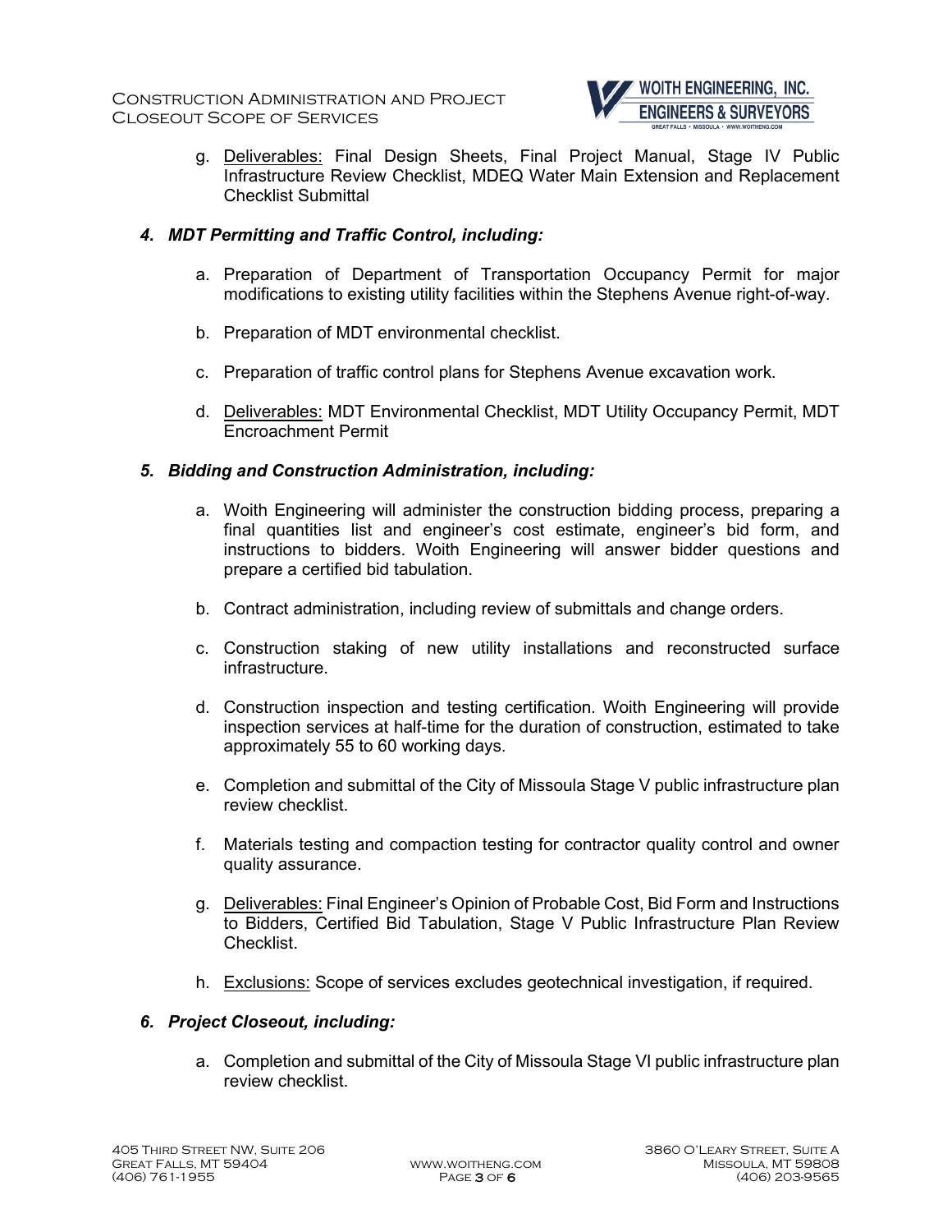g. Deliverables: Final Design Sheets, Final Project Manual, Stage IV Public Infrastructure Review Checklist, MDEQ Water Main Extension and Replacement Checklist Submittal

### *4. MDT Permitting and Traffic Control, including:*

a. Preparation of Department of Transportation Occupancy Permit for major modifications to existing utility facilities within the Stephens Avenue right-of-way.

b. Preparation of MDT environmental checklist.

c. Preparation of traffic control plans for Stephens Avenue excavation work.

d. Deliverables: MDT Environmental Checklist, MDT Utility Occupancy Permit, MDT Encroachment Permit

### *5. Bidding and Construction Administration, including:*

a. Woith Engineering will administer the construction bidding process, preparing a final quantities list and engineer's cost estimate, engineer's bid form, and instructions to bidders. Woith Engineering will answer bidder questions and prepare a certified bid tabulation.

b. Contract administration, including review of submittals and change orders.

c. Construction staking of new utility installations and reconstructed surface infrastructure.

d. Construction inspection and testing certification. Woith Engineering will provide inspection services at half-time for the duration of construction, estimated to take approximately 55 to 60 working days.

e. Completion and submittal of the City of Missoula Stage V public infrastructure plan review checklist.

f. Materials testing and compaction testing for contractor quality control and owner quality assurance.

g. Deliverables: Final Engineer's Opinion of Probable Cost, Bid Form and Instructions to Bidders, Certified Bid Tabulation, Stage V Public Infrastructure Plan Review Checklist.

h. Exclusions: Scope of services excludes geotechnical investigation, if required.

### *6. Project Closeout, including:*

a. Completion and submittal of the City of Missoula Stage VI public infrastructure plan review checklist.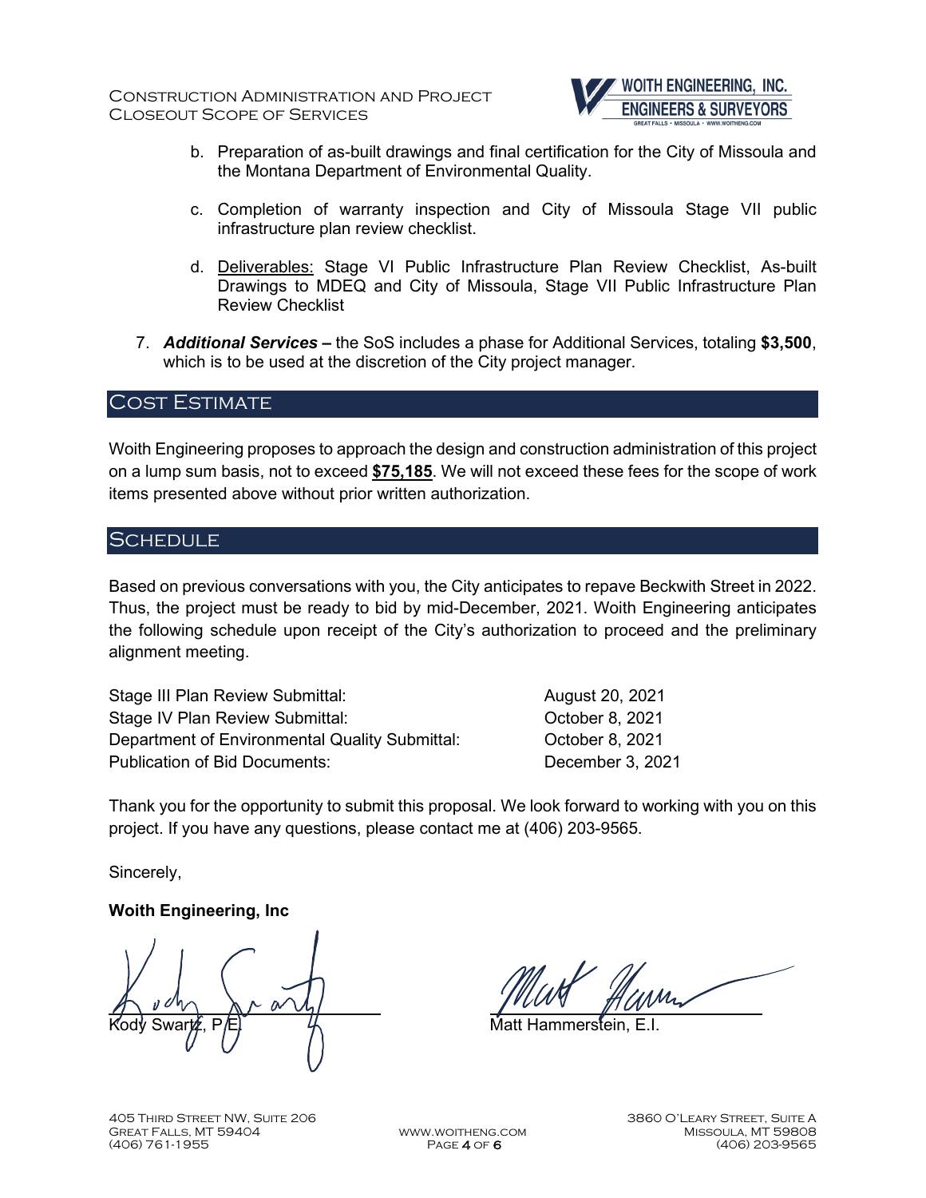b. Preparation of as-built drawings and final certification for the City of Missoula and the Montana Department of Environmental Quality.

c. Completion of warranty inspection and City of Missoula Stage VII public infrastructure plan review checklist.

d. Deliverables: Stage VI Public Infrastructure Plan Review Checklist, As-built Drawings to MDEQ and City of Missoula, Stage VII Public Infrastructure Plan Review Checklist

7. ***Additional Services* –** the SoS includes a phase for Additional Services, totaling **$3,500**, which is to be used at the discretion of the City project manager.

## Cost Estimate

Woith Engineering proposes to approach the design and construction administration of this project on a lump sum basis, not to exceed **$75,185**. We will not exceed these fees for the scope of work items presented above without prior written authorization.

## Schedule

Based on previous conversations with you, the City anticipates to repave Beckwith Street in 2022. Thus, the project must be ready to bid by mid-December, 2021. Woith Engineering anticipates the following schedule upon receipt of the City's authorization to proceed and the preliminary alignment meeting.

| | |
|---|---|
| Stage III Plan Review Submittal: | August 20, 2021 |
| Stage IV Plan Review Submittal: | October 8, 2021 |
| Department of Environmental Quality Submittal: | October 8, 2021 |
| Publication of Bid Documents: | December 3, 2021 |

Thank you for the opportunity to submit this proposal. We look forward to working with you on this project. If you have any questions, please contact me at (406) 203-9565.

Sincerely,

**Woith Engineering, Inc**

Kody Swartz, P.E.

Matt Hammerstein, E.I.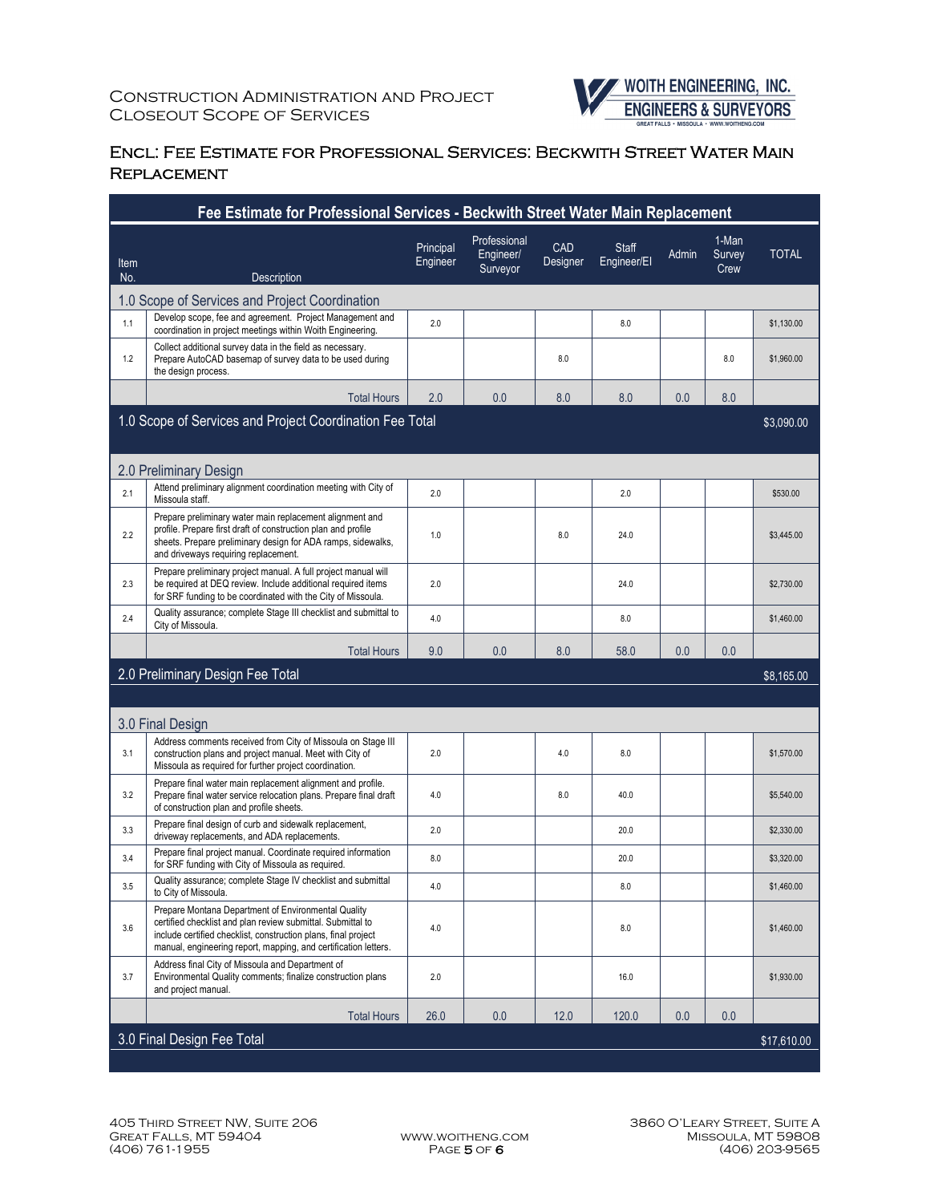# Encl: Fee Estimate for Professional Services: Beckwith Street Water Main Replacement

**Fee Estimate for Professional Services - Beckwith Street Water Main Replacement**

| Item No. | Description | Principal Engineer | Professional Engineer/ Surveyor | CAD Designer | Staff Engineer/EI | Admin | 1-Man Survey Crew | TOTAL |
|---|---|---|---|---|---|---|---|---|
| | **1.0 Scope of Services and Project Coordination** | | | | | | | |
| 1.1 | Develop scope, fee and agreement. Project Management and coordination in project meetings within Woith Engineering. | 2.0 | | | 8.0 | | | $1,130.00 |
| 1.2 | Collect additional survey data in the field as necessary. Prepare AutoCAD basemap of survey data to be used during the design process. | | | 8.0 | | | 8.0 | $1,960.00 |
| | Total Hours | 2.0 | 0.0 | 8.0 | 8.0 | 0.0 | 8.0 | |
| | **1.0 Scope of Services and Project Coordination Fee Total** | | | | | | | $3,090.00 |
| | **2.0 Preliminary Design** | | | | | | | |
| 2.1 | Attend preliminary alignment coordination meeting with City of Missoula staff. | 2.0 | | | 2.0 | | | $530.00 |
| 2.2 | Prepare preliminary water main replacement alignment and profile. Prepare first draft of construction plan and profile sheets. Prepare preliminary design for ADA ramps, sidewalks, and driveways requiring replacement. | 1.0 | | 8.0 | 24.0 | | | $3,445.00 |
| 2.3 | Prepare preliminary project manual. A full project manual will be required at DEQ review. Include additional required items for SRF funding to be coordinated with the City of Missoula. | 2.0 | | | 24.0 | | | $2,730.00 |
| 2.4 | Quality assurance; complete Stage III checklist and submittal to City of Missoula. | 4.0 | | | 8.0 | | | $1,460.00 |
| | Total Hours | 9.0 | 0.0 | 8.0 | 58.0 | 0.0 | 0.0 | |
| | **2.0 Preliminary Design Fee Total** | | | | | | | $8,165.00 |
| | **3.0 Final Design** | | | | | | | |
| 3.1 | Address comments received from City of Missoula on Stage III construction plans and project manual. Meet with City of Missoula as required for further project coordination. | 2.0 | | 4.0 | 8.0 | | | $1,570.00 |
| 3.2 | Prepare final water main replacement alignment and profile. Prepare final water service relocation plans. Prepare final draft of construction plan and profile sheets. | 4.0 | | 8.0 | 40.0 | | | $5,540.00 |
| 3.3 | Prepare final design of curb and sidewalk replacement, driveway replacements, and ADA replacements. | 2.0 | | | 20.0 | | | $2,330.00 |
| 3.4 | Prepare final project manual. Coordinate required information for SRF funding with City of Missoula as required. | 8.0 | | | 20.0 | | | $3,320.00 |
| 3.5 | Quality assurance; complete Stage IV checklist and submittal to City of Missoula. | 4.0 | | | 8.0 | | | $1,460.00 |
| 3.6 | Prepare Montana Department of Environmental Quality certified checklist and plan review submittal. Submittal to include certified checklist, construction plans, final project manual, engineering report, mapping, and certification letters. | 4.0 | | | 8.0 | | | $1,460.00 |
| 3.7 | Address final City of Missoula and Department of Environmental Quality comments; finalize construction plans and project manual. | 2.0 | | | 16.0 | | | $1,930.00 |
| | Total Hours | 26.0 | 0.0 | 12.0 | 120.0 | 0.0 | 0.0 | |
| | **3.0 Final Design Fee Total** | | | | | | | $17,610.00 |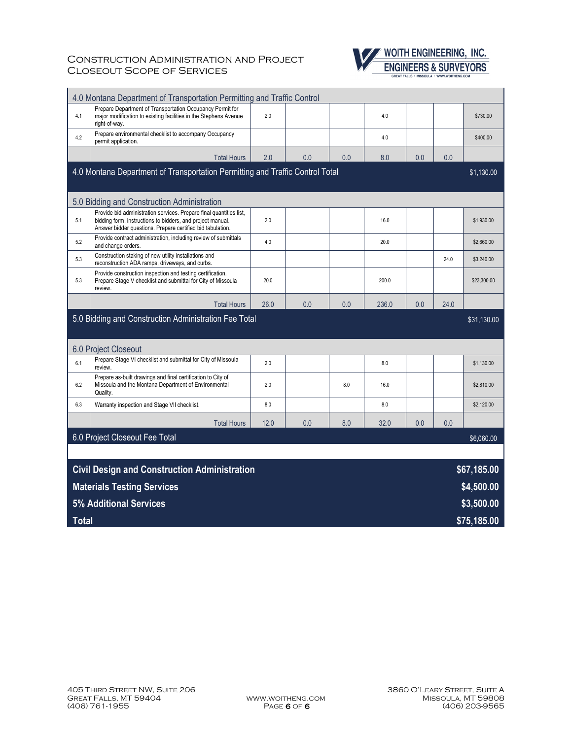| | | | | | | | | |
|---|---|---|---|---|---|---|---|---|
| **4.0 Montana Department of Transportation Permitting and Traffic Control** | | | | | | | | |
| 4.1 | Prepare Department of Transportation Occupancy Permit for major modification to existing facilities in the Stephens Avenue right-of-way. | 2.0 | | | 4.0 | | | $730.00 |
| 4.2 | Prepare environmental checklist to accompany Occupancy permit application. | | | | 4.0 | | | $400.00 |
| | Total Hours | 2.0 | 0.0 | 0.0 | 8.0 | 0.0 | 0.0 | |
| **4.0 Montana Department of Transportation Permitting and Traffic Control Total** | | | | | | | | $1,130.00 |
| **5.0 Bidding and Construction Administration** | | | | | | | | |
| 5.1 | Provide bid administration services. Prepare final quantities list, bidding form, instructions to bidders, and project manual. Answer bidder questions. Prepare certified bid tabulation. | 2.0 | | | 16.0 | | | $1,930.00 |
| 5.2 | Provide contract administration, including review of submittals and change orders. | 4.0 | | | 20.0 | | | $2,660.00 |
| 5.3 | Construction staking of new utility installations and reconstruction ADA ramps, driveways, and curbs. | | | | | | 24.0 | $3,240.00 |
| 5.3 | Provide construction inspection and testing certification. Prepare Stage V checklist and submittal for City of Missoula review. | 20.0 | | | 200.0 | | | $23,300.00 |
| | Total Hours | 26.0 | 0.0 | 0.0 | 236.0 | 0.0 | 24.0 | |
| **5.0 Bidding and Construction Administration Fee Total** | | | | | | | | $31,130.00 |
| **6.0 Project Closeout** | | | | | | | | |
| 6.1 | Prepare Stage VI checklist and submittal for City of Missoula review. | 2.0 | | | 8.0 | | | $1,130.00 |
| 6.2 | Prepare as-built drawings and final certification to City of Missoula and the Montana Department of Environmental Quality. | 2.0 | | 8.0 | 16.0 | | | $2,810.00 |
| 6.3 | Warranty inspection and Stage VII checklist. | 8.0 | | | 8.0 | | | $2,120.00 |
| | Total Hours | 12.0 | 0.0 | 8.0 | 32.0 | 0.0 | 0.0 | |
| **6.0 Project Closeout Fee Total** | | | | | | | | $6,060.00 |

| | |
|---|---|
| **Civil Design and Construction Administration** | **$67,185.00** |
| **Materials Testing Services** | **$4,500.00** |
| **5% Additional Services** | **$3,500.00** |
| **Total** | **$75,185.00** |